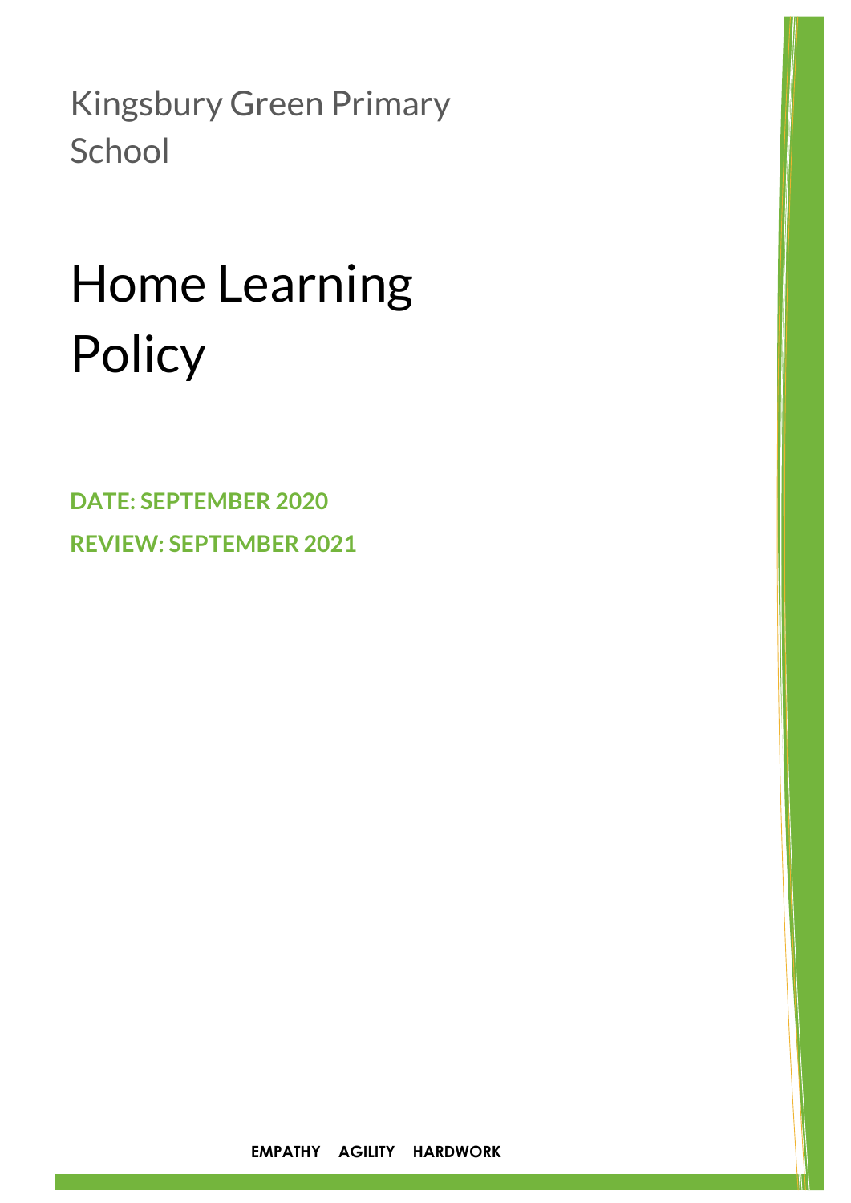Kingsbury Green Primary School

# Home Learning Policy

**DATE: SEPTEMBER 2020**

**REVIEW: SEPTEMBER 2021**

**EMPATHY AGILITY HARDWORK**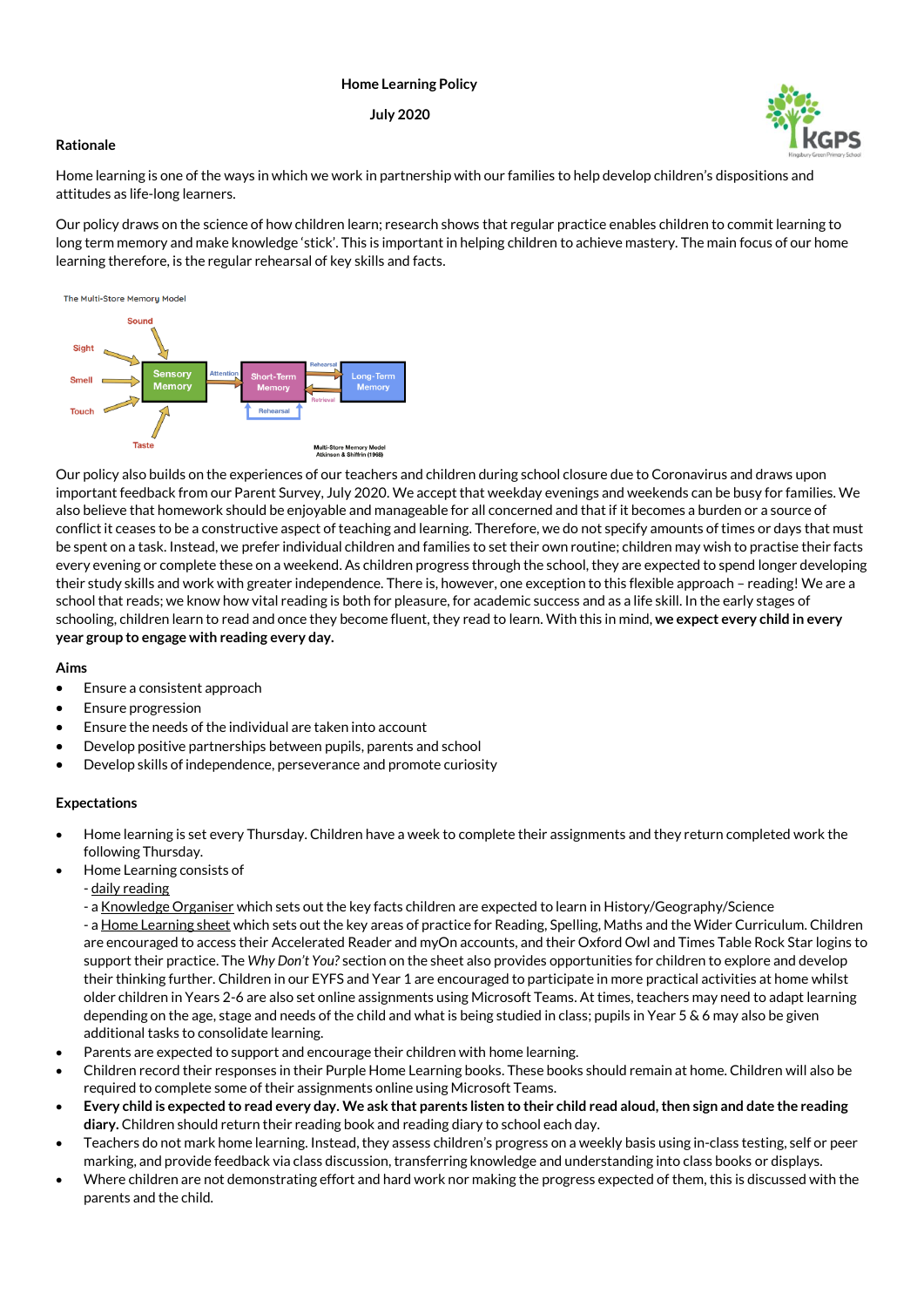**Home Learning Policy**

**July 2020**

**Rationale**

Home learning is one of the ways in which we work in partnership with our families to help develop children's dispositions and attitudes as life-long learners.

Our policy draws on the science of how children learn; research shows that regular practice enables children to commit learning to long term memory and make knowledge 'stick'. This is important in helping children to achieve mastery. The main focus of our home learning therefore, is the regular rehearsal of key skills and facts.

The Multi-Store Memory Model

Multi-Store Memory Model Atkinson & Shiffrin (1968)

Our policy also builds on the experiences of our teachers and children during school closure due to Coronavirus and draws upon important feedback from our Parent Survey, July 2020. We accept that weekday evenings and weekends can be busy for families. We also believe that homework should be enjoyable and manageable for all concerned and that if it becomes a burden or a source of conflict it ceases to be a constructive aspect of teaching and learning. Therefore, we do not specify amounts of times or days that must be spent on a task. Instead, we prefer individual children and families to set their own routine; children may wish to practise their facts every evening or complete these on a weekend. As children progress through the school, they are expected to spend longer developing their study skills and work with greater independence. There is, however, one exception to this flexible approach – reading! We are a school that reads; we know how vital reading is both for pleasure, for academic success and as a life skill. In the early stages of schooling, children learn to read and once they become fluent, they read to learn. With this in mind, **we expect every child in every year group to engage with reading every day.**

**Aims**

- Ensure a consistent approach
- Ensure progression
- Ensure the needs of the individual are taken into account
- Develop positive partnerships between pupils, parents and school
- Develop skills of independence, perseverance and promote curiosity

**Expectations**

- Home learning is set every Thursday. Children have a week to complete their assignments and they return completed work the following Thursday.
- Home Learning consists of
  - daily reading
  - a Knowledge Organiser which sets out the key facts children are expected to learn in History/Geography/Science
  - a Home Learning sheet which sets out the key areas of practice for Reading, Spelling, Maths and the Wider Curriculum. Children are encouraged to access their Accelerated Reader and myOn accounts, and their Oxford Owl and Times Table Rock Star logins to support their practice. The *Why Don't You?* section on the sheet also provides opportunities for children to explore and develop their thinking further. Children in our EYFS and Year 1 are encouraged to participate in more practical activities at home whilst older children in Years 2-6 are also set online assignments using Microsoft Teams. At times, teachers may need to adapt learning depending on the age, stage and needs of the child and what is being studied in class; pupils in Year 5 & 6 may also be given additional tasks to consolidate learning.
- Parents are expected to support and encourage their children with home learning.
- Children record their responses in their Purple Home Learning books. These books should remain at home. Children will also be required to complete some of their assignments online using Microsoft Teams.
- **Every child is expected to read every day. We ask that parents listen to their child read aloud, then sign and date the reading diary.** Children should return their reading book and reading diary to school each day.
- Teachers do not mark home learning. Instead, they assess children's progress on a weekly basis using in-class testing, self or peer marking, and provide feedback via class discussion, transferring knowledge and understanding into class books or displays.
- Where children are not demonstrating effort and hard work nor making the progress expected of them, this is discussed with the parents and the child.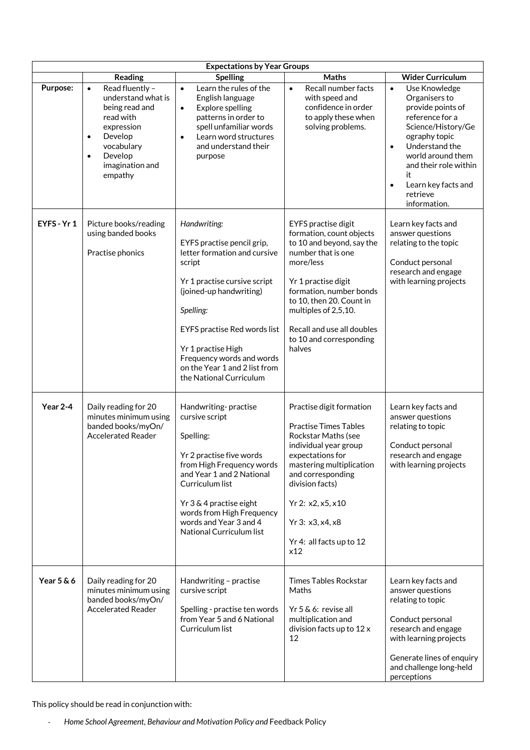| Expectations by Year Groups | | | | |
|---|---|---|---|---|
| | **Reading** | **Spelling** | **Maths** | **Wider Curriculum** |
| **Purpose:** | • Read fluently – understand what is being read and read with expression<br>• Develop vocabulary<br>• Develop imagination and empathy | • Learn the rules of the English language<br>• Explore spelling patterns in order to spell unfamiliar words<br>• Learn word structures and understand their purpose | • Recall number facts with speed and confidence in order to apply these when solving problems. | • Use Knowledge Organisers to provide points of reference for a Science/History/Geography topic<br>• Understand the world around them and their role within it<br>• Learn key facts and retrieve information. |
| **EYFS - Yr 1** | Picture books/reading using banded books<br><br>Practise phonics | *Handwriting:*<br><br>EYFS practise pencil grip, letter formation and cursive script<br><br>Yr 1 practise cursive script (joined-up handwriting)<br><br>*Spelling:*<br><br>EYFS practise Red words list<br><br>Yr 1 practise High Frequency words and words on the Year 1 and 2 list from the National Curriculum | EYFS practise digit formation, count objects to 10 and beyond, say the number that is one more/less<br><br>Yr 1 practise digit formation, number bonds to 10, then 20. Count in multiples of 2,5,10.<br><br>Recall and use all doubles to 10 and corresponding halves | Learn key facts and answer questions relating to the topic<br><br>Conduct personal research and engage with learning projects |
| **Year 2-4** | Daily reading for 20 minutes minimum using banded books/myOn/ Accelerated Reader | Handwriting- practise cursive script<br><br>Spelling:<br><br>Yr 2 practise five words from High Frequency words and Year 1 and 2 National Curriculum list<br><br>Yr 3 & 4 practise eight words from High Frequency words and Year 3 and 4 National Curriculum list | Practise digit formation<br><br>Practise Times Tables Rockstar Maths (see individual year group expectations for mastering multiplication and corresponding division facts)<br><br>Yr 2: x2, x5, x10<br><br>Yr 3: x3, x4, x8<br><br>Yr 4: all facts up to 12 x12 | Learn key facts and answer questions relating to topic<br><br>Conduct personal research and engage with learning projects |
| **Year 5 & 6** | Daily reading for 20 minutes minimum using banded books/myOn/ Accelerated Reader | Handwriting – practise cursive script<br><br>Spelling - practise ten words from Year 5 and 6 National Curriculum list | Times Tables Rockstar Maths<br><br>Yr 5 & 6: revise all multiplication and division facts up to 12 x 12 | Learn key facts and answer questions relating to topic<br><br>Conduct personal research and engage with learning projects<br><br>Generate lines of enquiry and challenge long-held perceptions |

This policy should be read in conjunction with:

- *Home School Agreement, Behaviour and Motivation Policy and* Feedback Policy